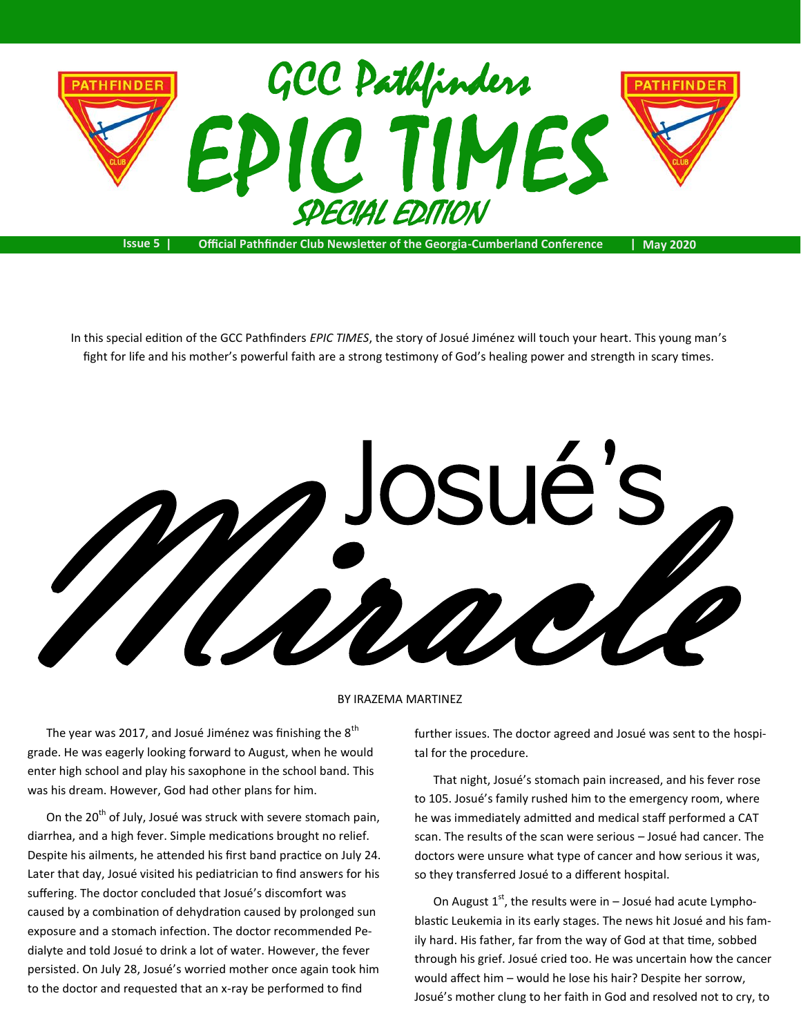# GCC Pathfinders EPIC TIMES

## SPECIAL EDITION

**Issue 5 | Official Pathfinder Club Newsletter of the Georgia-Cumberland Conference | May 2020**

In this special edition of the GCC Pathfinders *EPIC TIMES*, the story of Josué Jiménez will touch your heart. This young man's fight for life and his mother's powerful faith are a strong testimony of God's healing power and strength in scary times.

# Josué's Miracle

BY IRAZEMA MARTINEZ

The year was 2017, and Josué Jiménez was finishing the 8th grade. He was eagerly looking forward to August, when he would enter high school and play his saxophone in the school band. This was his dream. However, God had other plans for him.

On the 20th of July, Josué was struck with severe stomach pain, diarrhea, and a high fever. Simple medications brought no relief. Despite his ailments, he attended his first band practice on July 24. Later that day, Josué visited his pediatrician to find answers for his suffering. The doctor concluded that Josué's discomfort was caused by a combination of dehydration caused by prolonged sun exposure and a stomach infection. The doctor recommended Pedialyte and told Josué to drink a lot of water. However, the fever persisted. On July 28, Josué's worried mother once again took him to the doctor and requested that an x-ray be performed to find further issues. The doctor agreed and Josué was sent to the hospital for the procedure.

That night, Josué's stomach pain increased, and his fever rose to 105. Josué's family rushed him to the emergency room, where he was immediately admitted and medical staff performed a CAT scan. The results of the scan were serious – Josué had cancer. The doctors were unsure what type of cancer and how serious it was, so they transferred Josué to a different hospital.

On August 1st, the results were in – Josué had acute Lymphoblastic Leukemia in its early stages. The news hit Josué and his family hard. His father, far from the way of God at that time, sobbed through his grief. Josué cried too. He was uncertain how the cancer would affect him – would he lose his hair? Despite her sorrow, Josué's mother clung to her faith in God and resolved not to cry, to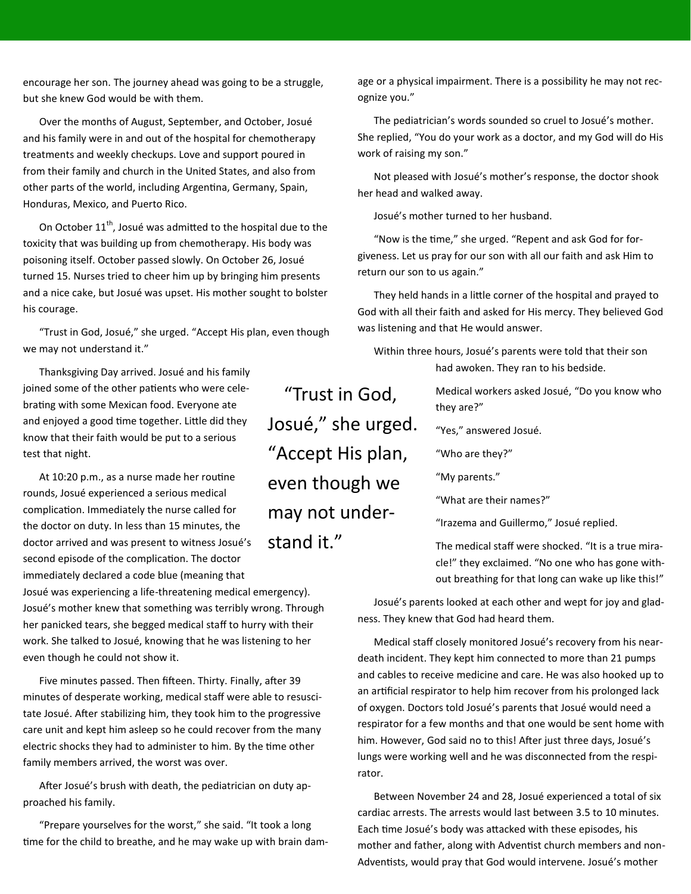encourage her son. The journey ahead was going to be a struggle, but she knew God would be with them.

Over the months of August, September, and October, Josué and his family were in and out of the hospital for chemotherapy treatments and weekly checkups. Love and support poured in from their family and church in the United States, and also from other parts of the world, including Argentina, Germany, Spain, Honduras, Mexico, and Puerto Rico.

On October 11th, Josué was admitted to the hospital due to the toxicity that was building up from chemotherapy. His body was poisoning itself. October passed slowly. On October 26, Josué turned 15. Nurses tried to cheer him up by bringing him presents and a nice cake, but Josué was upset. His mother sought to bolster his courage.

"Trust in God, Josué," she urged. "Accept His plan, even though we may not understand it."

Thanksgiving Day arrived. Josué and his family joined some of the other patients who were celebrating with some Mexican food. Everyone ate and enjoyed a good time together. Little did they know that their faith would be put to a serious test that night.

At 10:20 p.m., as a nurse made her routine rounds, Josué experienced a serious medical complication. Immediately the nurse called for the doctor on duty. In less than 15 minutes, the doctor arrived and was present to witness Josué's second episode of the complication. The doctor immediately declared a code blue (meaning that Josué was experiencing a life-threatening medical emergency). Josué's mother knew that something was terribly wrong. Through her panicked tears, she begged medical staff to hurry with their work. She talked to Josué, knowing that he was listening to her even though he could not show it.

Five minutes passed. Then fifteen. Thirty. Finally, after 39 minutes of desperate working, medical staff were able to resuscitate Josué. After stabilizing him, they took him to the progressive care unit and kept him asleep so he could recover from the many electric shocks they had to administer to him. By the time other family members arrived, the worst was over.

After Josué's brush with death, the pediatrician on duty approached his family.

"Prepare yourselves for the worst," she said. "It took a long time for the child to breathe, and he may wake up with brain damage or a physical impairment. There is a possibility he may not recognize you."

The pediatrician's words sounded so cruel to Josué's mother. She replied, "You do your work as a doctor, and my God will do His work of raising my son."

Not pleased with Josué's mother's response, the doctor shook her head and walked away.

Josué's mother turned to her husband.

"Now is the time," she urged. "Repent and ask God for forgiveness. Let us pray for our son with all our faith and ask Him to return our son to us again."

They held hands in a little corner of the hospital and prayed to God with all their faith and asked for His mercy. They believed God was listening and that He would answer.

Within three hours, Josué's parents were told that their son had awoken. They ran to his bedside.

> "Trust in God, Josué," she urged. "Accept His plan, even though we may not understand it."

Medical workers asked Josué, "Do you know who they are?"

"Yes," answered Josué.

"Who are they?"

"My parents."

"What are their names?"

"Irazema and Guillermo," Josué replied.

The medical staff were shocked. "It is a true miracle!" they exclaimed. "No one who has gone without breathing for that long can wake up like this!"

Josué's parents looked at each other and wept for joy and gladness. They knew that God had heard them.

Medical staff closely monitored Josué's recovery from his near-death incident. They kept him connected to more than 21 pumps and cables to receive medicine and care. He was also hooked up to an artificial respirator to help him recover from his prolonged lack of oxygen. Doctors told Josué's parents that Josué would need a respirator for a few months and that one would be sent home with him. However, God said no to this! After just three days, Josué's lungs were working well and he was disconnected from the respirator.

Between November 24 and 28, Josué experienced a total of six cardiac arrests. The arrests would last between 3.5 to 10 minutes. Each time Josué's body was attacked with these episodes, his mother and father, along with Adventist church members and non-Adventists, would pray that God would intervene. Josué's mother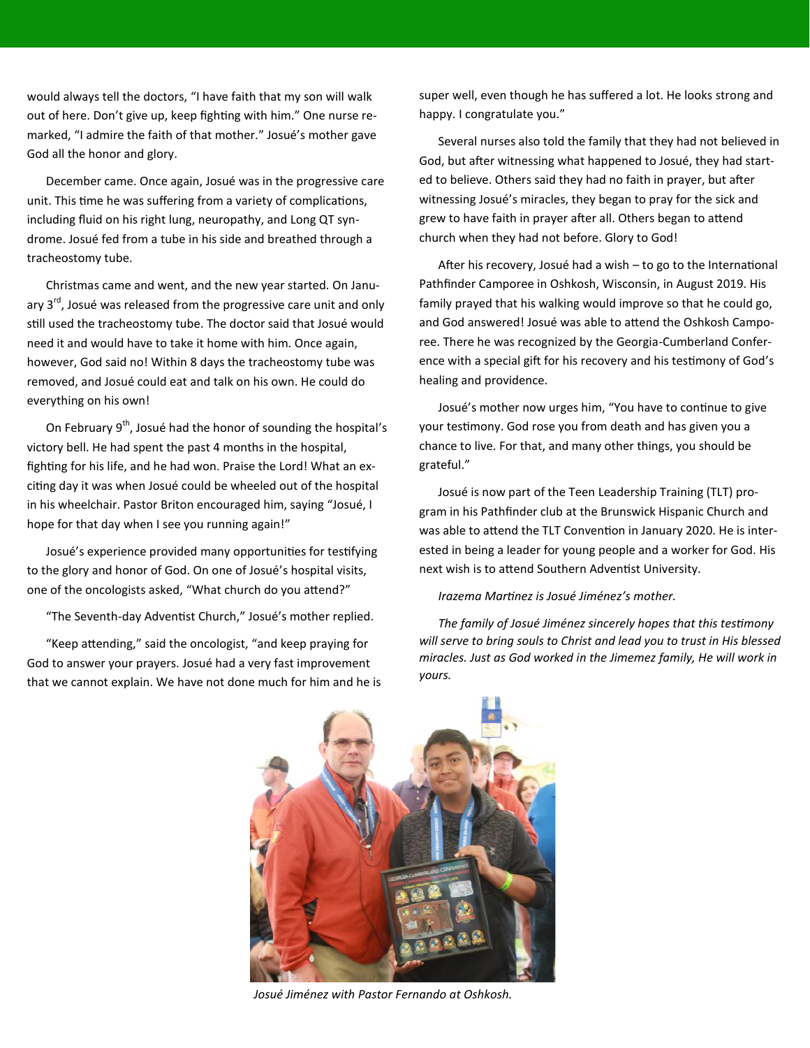would always tell the doctors, "I have faith that my son will walk out of here. Don't give up, keep fighting with him." One nurse remarked, "I admire the faith of that mother." Josué's mother gave God all the honor and glory.

December came. Once again, Josué was in the progressive care unit. This time he was suffering from a variety of complications, including fluid on his right lung, neuropathy, and Long QT syndrome. Josué fed from a tube in his side and breathed through a tracheostomy tube.

Christmas came and went, and the new year started. On January 3rd, Josué was released from the progressive care unit and only still used the tracheostomy tube. The doctor said that Josué would need it and would have to take it home with him. Once again, however, God said no! Within 8 days the tracheostomy tube was removed, and Josué could eat and talk on his own. He could do everything on his own!

On February 9th, Josué had the honor of sounding the hospital's victory bell. He had spent the past 4 months in the hospital, fighting for his life, and he had won. Praise the Lord! What an exciting day it was when Josué could be wheeled out of the hospital in his wheelchair. Pastor Briton encouraged him, saying "Josué, I hope for that day when I see you running again!"

Josué's experience provided many opportunities for testifying to the glory and honor of God. On one of Josué's hospital visits, one of the oncologists asked, "What church do you attend?"

"The Seventh-day Adventist Church," Josué's mother replied.

"Keep attending," said the oncologist, "and keep praying for God to answer your prayers. Josué had a very fast improvement that we cannot explain. We have not done much for him and he is super well, even though he has suffered a lot. He looks strong and happy. I congratulate you."

Several nurses also told the family that they had not believed in God, but after witnessing what happened to Josué, they had started to believe. Others said they had no faith in prayer, but after witnessing Josué's miracles, they began to pray for the sick and grew to have faith in prayer after all. Others began to attend church when they had not before. Glory to God!

After his recovery, Josué had a wish – to go to the International Pathfinder Camporee in Oshkosh, Wisconsin, in August 2019. His family prayed that his walking would improve so that he could go, and God answered! Josué was able to attend the Oshkosh Camporee. There he was recognized by the Georgia-Cumberland Conference with a special gift for his recovery and his testimony of God's healing and providence.

Josué's mother now urges him, "You have to continue to give your testimony. God rose you from death and has given you a chance to live. For that, and many other things, you should be grateful."

Josué is now part of the Teen Leadership Training (TLT) program in his Pathfinder club at the Brunswick Hispanic Church and was able to attend the TLT Convention in January 2020. He is interested in being a leader for young people and a worker for God. His next wish is to attend Southern Adventist University.

*Irazema Martinez is Josué Jiménez's mother.*

*The family of Josué Jiménez sincerely hopes that this testimony will serve to bring souls to Christ and lead you to trust in His blessed miracles. Just as God worked in the Jimemez family, He will work in yours.*

*Josué Jiménez with Pastor Fernando at Oshkosh.*